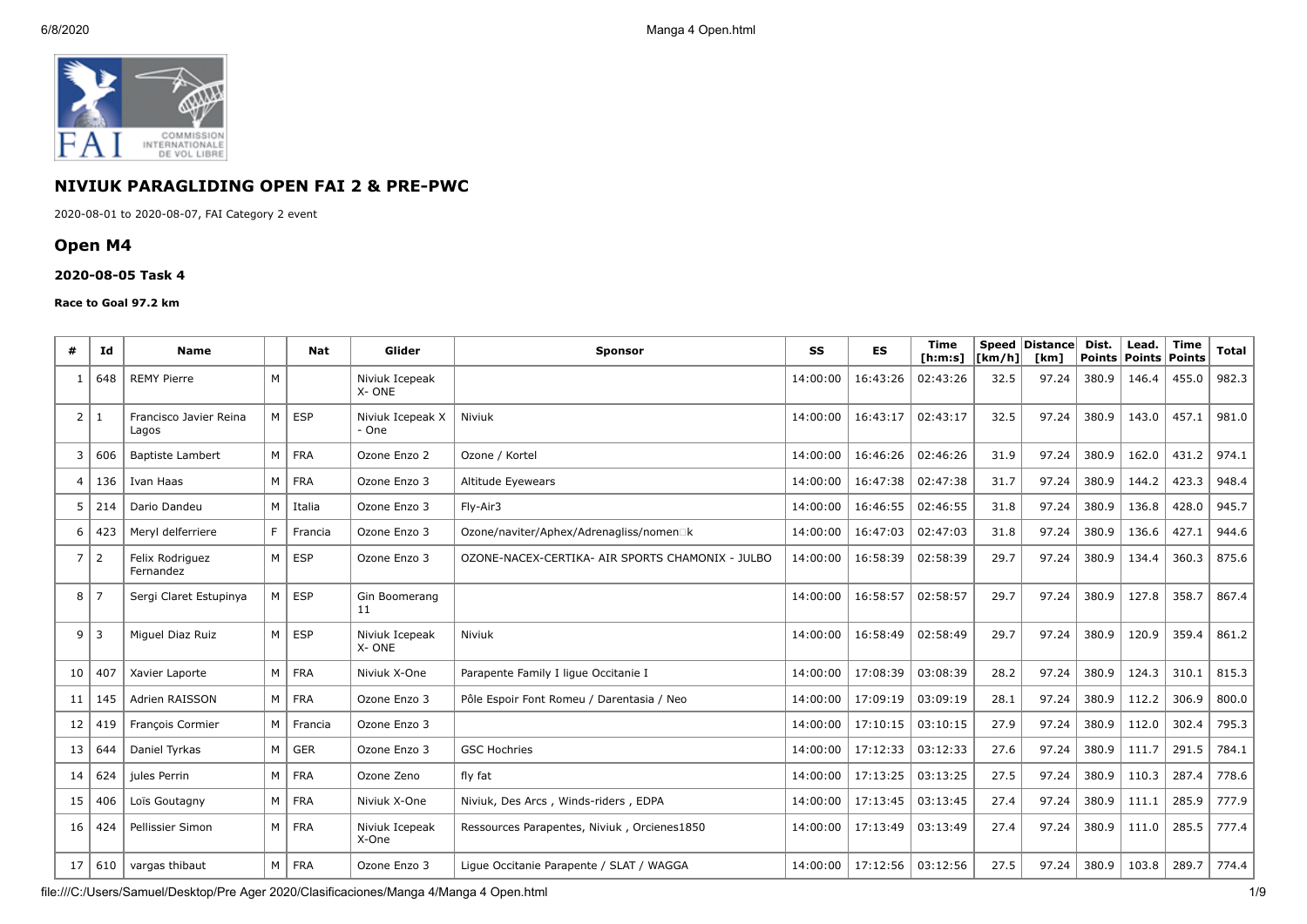# NIVIUK PARAGLIDING OPEN FAI 2 & PRE-PWC

2020-08-01 to 2020-08-07, FAI Category 2 event

## Open M4

### 2020-08-05 Task 4

**Race to Goal 97.2 km**

| # | Id | Name | | Nat | Glider | Sponsor | SS | ES | Time [h:m:s] | Speed [km/h] | Distance [km] | Dist. Points | Lead. Points | Time Points | Total |
|---|---|---|---|---|---|---|---|---|---|---|---|---|---|---|---|
| 1 | 648 | REMY Pierre | M | | Niviuk Icepeak X- ONE | | 14:00:00 | 16:43:26 | 02:43:26 | 32.5 | 97.24 | 380.9 | 146.4 | 455.0 | 982.3 |
| 2 | 1 | Francisco Javier Reina Lagos | M | ESP | Niviuk Icepeak X - One | Niviuk | 14:00:00 | 16:43:17 | 02:43:17 | 32.5 | 97.24 | 380.9 | 143.0 | 457.1 | 981.0 |
| 3 | 606 | Baptiste Lambert | M | FRA | Ozone Enzo 2 | Ozone / Kortel | 14:00:00 | 16:46:26 | 02:46:26 | 31.9 | 97.24 | 380.9 | 162.0 | 431.2 | 974.1 |
| 4 | 136 | Ivan Haas | M | FRA | Ozone Enzo 3 | Altitude Eyewears | 14:00:00 | 16:47:38 | 02:47:38 | 31.7 | 97.24 | 380.9 | 144.2 | 423.3 | 948.4 |
| 5 | 214 | Dario Dandeu | M | Italia | Ozone Enzo 3 | Fly-Air3 | 14:00:00 | 16:46:55 | 02:46:55 | 31.8 | 97.24 | 380.9 | 136.8 | 428.0 | 945.7 |
| 6 | 423 | Meryl delferriere | F | Francia | Ozone Enzo 3 | Ozone/naviter/Aphex/Adrenagliss/nomen□k | 14:00:00 | 16:47:03 | 02:47:03 | 31.8 | 97.24 | 380.9 | 136.6 | 427.1 | 944.6 |
| 7 | 2 | Felix Rodriguez Fernandez | M | ESP | Ozone Enzo 3 | OZONE-NACEX-CERTIKA- AIR SPORTS CHAMONIX - JULBO | 14:00:00 | 16:58:39 | 02:58:39 | 29.7 | 97.24 | 380.9 | 134.4 | 360.3 | 875.6 |
| 8 | 7 | Sergi Claret Estupinya | M | ESP | Gin Boomerang 11 | | 14:00:00 | 16:58:57 | 02:58:57 | 29.7 | 97.24 | 380.9 | 127.8 | 358.7 | 867.4 |
| 9 | 3 | Miguel Diaz Ruiz | M | ESP | Niviuk Icepeak X- ONE | Niviuk | 14:00:00 | 16:58:49 | 02:58:49 | 29.7 | 97.24 | 380.9 | 120.9 | 359.4 | 861.2 |
| 10 | 407 | Xavier Laporte | M | FRA | Niviuk X-One | Parapente Family I ligue Occitanie I | 14:00:00 | 17:08:39 | 03:08:39 | 28.2 | 97.24 | 380.9 | 124.3 | 310.1 | 815.3 |
| 11 | 145 | Adrien RAISSON | M | FRA | Ozone Enzo 3 | Pôle Espoir Font Romeu / Darentasia / Neo | 14:00:00 | 17:09:19 | 03:09:19 | 28.1 | 97.24 | 380.9 | 112.2 | 306.9 | 800.0 |
| 12 | 419 | François Cormier | M | Francia | Ozone Enzo 3 | | 14:00:00 | 17:10:15 | 03:10:15 | 27.9 | 97.24 | 380.9 | 112.0 | 302.4 | 795.3 |
| 13 | 644 | Daniel Tyrkas | M | GER | Ozone Enzo 3 | GSC Hochries | 14:00:00 | 17:12:33 | 03:12:33 | 27.6 | 97.24 | 380.9 | 111.7 | 291.5 | 784.1 |
| 14 | 624 | jules Perrin | M | FRA | Ozone Zeno | fly fat | 14:00:00 | 17:13:25 | 03:13:25 | 27.5 | 97.24 | 380.9 | 110.3 | 287.4 | 778.6 |
| 15 | 406 | Loïs Goutagny | M | FRA | Niviuk X-One | Niviuk, Des Arcs , Winds-riders , EDPA | 14:00:00 | 17:13:45 | 03:13:45 | 27.4 | 97.24 | 380.9 | 111.1 | 285.9 | 777.9 |
| 16 | 424 | Pellissier Simon | M | FRA | Niviuk Icepeak X-One | Ressources Parapentes, Niviuk , Orcienes1850 | 14:00:00 | 17:13:49 | 03:13:49 | 27.4 | 97.24 | 380.9 | 111.0 | 285.5 | 777.4 |
| 17 | 610 | vargas thibaut | M | FRA | Ozone Enzo 3 | Ligue Occitanie Parapente / SLAT / WAGGA | 14:00:00 | 17:12:56 | 03:12:56 | 27.5 | 97.24 | 380.9 | 103.8 | 289.7 | 774.4 |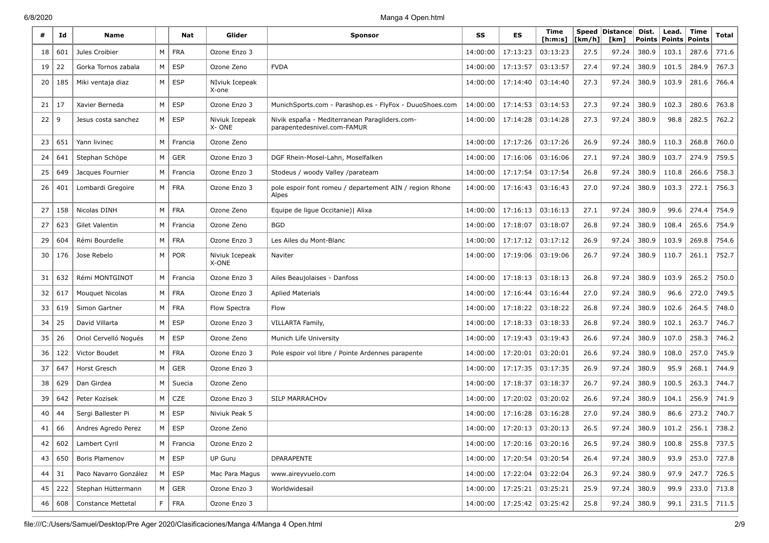| # | Id | Name | | Nat | Glider | Sponsor | SS | ES | Time [h:m:s] | Speed [km/h] | Distance [km] | Dist. Points | Lead. Points | Time Points | Total |
|---|---|---|---|---|---|---|---|---|---|---|---|---|---|---|---|
| 18 | 601 | Jules Croibier | M | FRA | Ozone Enzo 3 | | 14:00:00 | 17:13:23 | 03:13:23 | 27.5 | 97.24 | 380.9 | 103.1 | 287.6 | 771.6 |
| 19 | 22 | Gorka Tornos zabala | M | ESP | Ozone Zeno | FVDA | 14:00:00 | 17:13:57 | 03:13:57 | 27.4 | 97.24 | 380.9 | 101.5 | 284.9 | 767.3 |
| 20 | 185 | Miki ventaja diaz | M | ESP | NIviuk Icepeak X-one | | 14:00:00 | 17:14:40 | 03:14:40 | 27.3 | 97.24 | 380.9 | 103.9 | 281.6 | 766.4 |
| 21 | 17 | Xavier Berneda | M | ESP | Ozone Enzo 3 | MunichSports.com - Parashop.es - FlyFox - DuuoShoes.com | 14:00:00 | 17:14:53 | 03:14:53 | 27.3 | 97.24 | 380.9 | 102.3 | 280.6 | 763.8 |
| 22 | 9 | Jesus costa sanchez | M | ESP | Niviuk Icepeak X- ONE | Nivik españa - Mediterranean Paragliders.com-parapentedesnivel.com-FAMUR | 14:00:00 | 17:14:28 | 03:14:28 | 27.3 | 97.24 | 380.9 | 98.8 | 282.5 | 762.2 |
| 23 | 651 | Yann livinec | M | Francia | Ozone Zeno | | 14:00:00 | 17:17:26 | 03:17:26 | 26.9 | 97.24 | 380.9 | 110.3 | 268.8 | 760.0 |
| 24 | 641 | Stephan Schöpe | M | GER | Ozone Enzo 3 | DGF Rhein-Mosel-Lahn, Moselfalken | 14:00:00 | 17:16:06 | 03:16:06 | 27.1 | 97.24 | 380.9 | 103.7 | 274.9 | 759.5 |
| 25 | 649 | Jacques Fournier | M | Francia | Ozone Enzo 3 | Stodeus / woody Valley /parateam | 14:00:00 | 17:17:54 | 03:17:54 | 26.8 | 97.24 | 380.9 | 110.8 | 266.6 | 758.3 |
| 26 | 401 | Lombardi Gregoire | M | FRA | Ozone Enzo 3 | pole espoir font romeu / departement AIN / region Rhone Alpes | 14:00:00 | 17:16:43 | 03:16:43 | 27.0 | 97.24 | 380.9 | 103.3 | 272.1 | 756.3 |
| 27 | 158 | Nicolas DINH | M | FRA | Ozone Zeno | Equipe de ligue Occitanie)\| Alixa | 14:00:00 | 17:16:13 | 03:16:13 | 27.1 | 97.24 | 380.9 | 99.6 | 274.4 | 754.9 |
| 27 | 623 | Gilet Valentin | M | Francia | Ozone Zeno | BGD | 14:00:00 | 17:18:07 | 03:18:07 | 26.8 | 97.24 | 380.9 | 108.4 | 265.6 | 754.9 |
| 29 | 604 | Rémi Bourdelle | M | FRA | Ozone Enzo 3 | Les Ailes du Mont-Blanc | 14:00:00 | 17:17:12 | 03:17:12 | 26.9 | 97.24 | 380.9 | 103.9 | 269.8 | 754.6 |
| 30 | 176 | Jose Rebelo | M | POR | Niviuk Icepeak X-ONE | Naviter | 14:00:00 | 17:19:06 | 03:19:06 | 26.7 | 97.24 | 380.9 | 110.7 | 261.1 | 752.7 |
| 31 | 632 | Rémi MONTGINOT | M | Francia | Ozone Enzo 3 | Ailes Beaujolaises - Danfoss | 14:00:00 | 17:18:13 | 03:18:13 | 26.8 | 97.24 | 380.9 | 103.9 | 265.2 | 750.0 |
| 32 | 617 | Mouquet Nicolas | M | FRA | Ozone Enzo 3 | Aplied Materials | 14:00:00 | 17:16:44 | 03:16:44 | 27.0 | 97.24 | 380.9 | 96.6 | 272.0 | 749.5 |
| 33 | 619 | Simon Gartner | M | FRA | Flow Spectra | Flow | 14:00:00 | 17:18:22 | 03:18:22 | 26.8 | 97.24 | 380.9 | 102.6 | 264.5 | 748.0 |
| 34 | 25 | David Villarta | M | ESP | Ozone Enzo 3 | VILLARTA Family, | 14:00:00 | 17:18:33 | 03:18:33 | 26.8 | 97.24 | 380.9 | 102.1 | 263.7 | 746.7 |
| 35 | 26 | Oriol Cervelló Nogués | M | ESP | Ozone Zeno | Munich Life University | 14:00:00 | 17:19:43 | 03:19:43 | 26.6 | 97.24 | 380.9 | 107.0 | 258.3 | 746.2 |
| 36 | 122 | Victor Boudet | M | FRA | Ozone Enzo 3 | Pole espoir vol libre / Pointe Ardennes parapente | 14:00:00 | 17:20:01 | 03:20:01 | 26.6 | 97.24 | 380.9 | 108.0 | 257.0 | 745.9 |
| 37 | 647 | Horst Gresch | M | GER | Ozone Enzo 3 | | 14:00:00 | 17:17:35 | 03:17:35 | 26.9 | 97.24 | 380.9 | 95.9 | 268.1 | 744.9 |
| 38 | 629 | Dan Girdea | M | Suecia | Ozone Zeno | | 14:00:00 | 17:18:37 | 03:18:37 | 26.7 | 97.24 | 380.9 | 100.5 | 263.3 | 744.7 |
| 39 | 642 | Peter Kozisek | M | CZE | Ozone Enzo 3 | SILP MARRACHOv | 14:00:00 | 17:20:02 | 03:20:02 | 26.6 | 97.24 | 380.9 | 104.1 | 256.9 | 741.9 |
| 40 | 44 | Sergi Ballester Pi | M | ESP | Niviuk Peak 5 | | 14:00:00 | 17:16:28 | 03:16:28 | 27.0 | 97.24 | 380.9 | 86.6 | 273.2 | 740.7 |
| 41 | 66 | Andres Agredo Perez | M | ESP | Ozone Zeno | | 14:00:00 | 17:20:13 | 03:20:13 | 26.5 | 97.24 | 380.9 | 101.2 | 256.1 | 738.2 |
| 42 | 602 | Lambert Cyril | M | Francia | Ozone Enzo 2 | | 14:00:00 | 17:20:16 | 03:20:16 | 26.5 | 97.24 | 380.9 | 100.8 | 255.8 | 737.5 |
| 43 | 650 | Boris Plamenov | M | ESP | UP Guru | DPARAPENTE | 14:00:00 | 17:20:54 | 03:20:54 | 26.4 | 97.24 | 380.9 | 93.9 | 253.0 | 727.8 |
| 44 | 31 | Paco Navarro González | M | ESP | Mac Para Magus | www.aireyvuelo.com | 14:00:00 | 17:22:04 | 03:22:04 | 26.3 | 97.24 | 380.9 | 97.9 | 247.7 | 726.5 |
| 45 | 222 | Stephan Hüttermann | M | GER | Ozone Enzo 3 | Worldwidesail | 14:00:00 | 17:25:21 | 03:25:21 | 25.9 | 97.24 | 380.9 | 99.9 | 233.0 | 713.8 |
| 46 | 608 | Constance Mettetal | F | FRA | Ozone Enzo 3 | | 14:00:00 | 17:25:42 | 03:25:42 | 25.8 | 97.24 | 380.9 | 99.1 | 231.5 | 711.5 |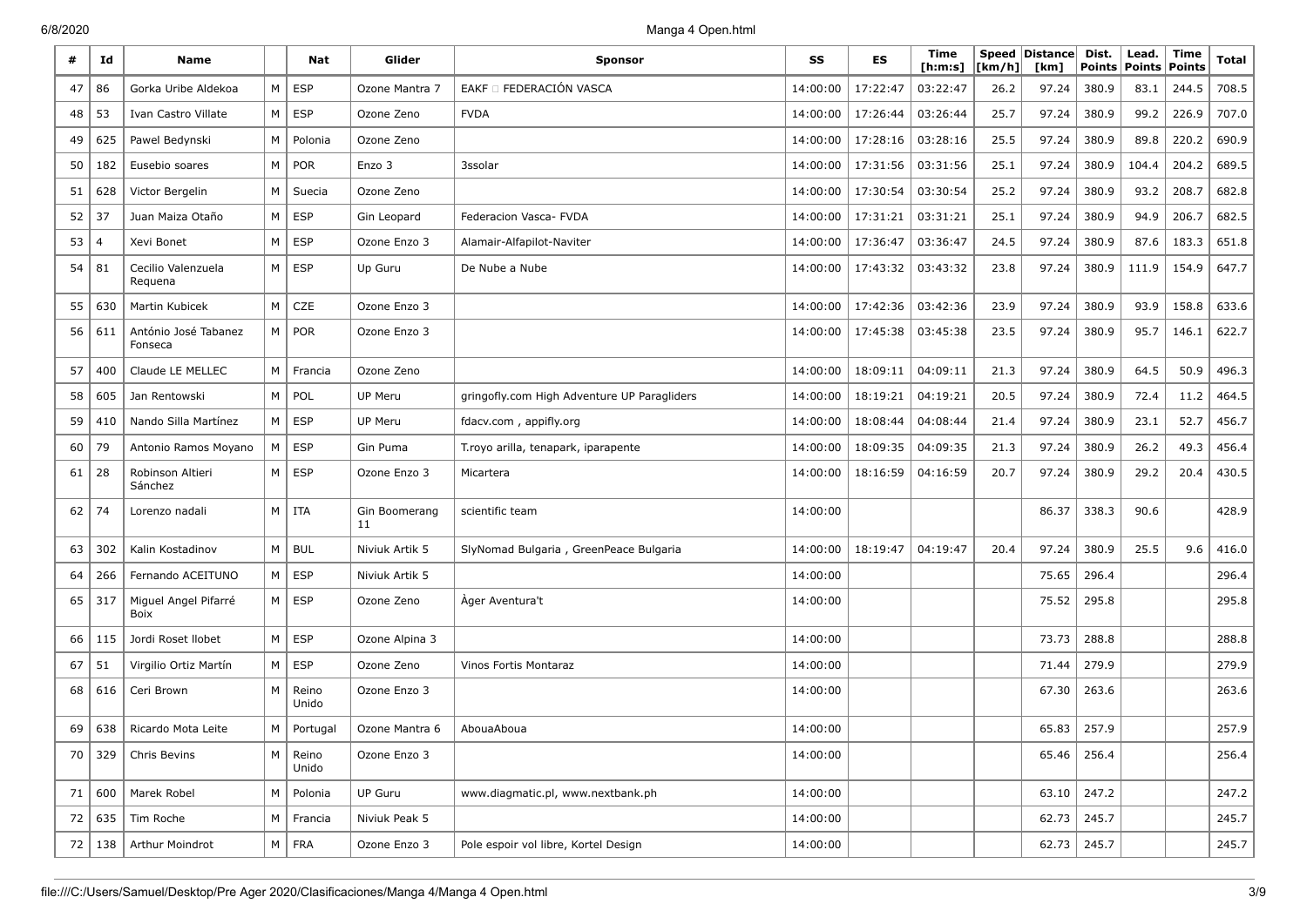| # | Id | Name | | Nat | Glider | Sponsor | SS | ES | Time [h:m:s] | Speed [km/h] | Distance [km] | Dist. Points | Lead. Points | Time Points | Total |
|---|---|---|---|---|---|---|---|---|---|---|---|---|---|---|---|
| 47 | 86 | Gorka Uribe Aldekoa | M | ESP | Ozone Mantra 7 | EAKF  FEDERACIÓN VASCA | 14:00:00 | 17:22:47 | 03:22:47 | 26.2 | 97.24 | 380.9 | 83.1 | 244.5 | 708.5 |
| 48 | 53 | Ivan Castro Villate | M | ESP | Ozone Zeno | FVDA | 14:00:00 | 17:26:44 | 03:26:44 | 25.7 | 97.24 | 380.9 | 99.2 | 226.9 | 707.0 |
| 49 | 625 | Pawel Bedynski | M | Polonia | Ozone Zeno | | 14:00:00 | 17:28:16 | 03:28:16 | 25.5 | 97.24 | 380.9 | 89.8 | 220.2 | 690.9 |
| 50 | 182 | Eusebio soares | M | POR | Enzo 3 | 3ssolar | 14:00:00 | 17:31:56 | 03:31:56 | 25.1 | 97.24 | 380.9 | 104.4 | 204.2 | 689.5 |
| 51 | 628 | Victor Bergelin | M | Suecia | Ozone Zeno | | 14:00:00 | 17:30:54 | 03:30:54 | 25.2 | 97.24 | 380.9 | 93.2 | 208.7 | 682.8 |
| 52 | 37 | Juan Maiza Otaño | M | ESP | Gin Leopard | Federacion Vasca- FVDA | 14:00:00 | 17:31:21 | 03:31:21 | 25.1 | 97.24 | 380.9 | 94.9 | 206.7 | 682.5 |
| 53 | 4 | Xevi Bonet | M | ESP | Ozone Enzo 3 | Alamair-Alfapilot-Naviter | 14:00:00 | 17:36:47 | 03:36:47 | 24.5 | 97.24 | 380.9 | 87.6 | 183.3 | 651.8 |
| 54 | 81 | Cecilio Valenzuela Requena | M | ESP | Up Guru | De Nube a Nube | 14:00:00 | 17:43:32 | 03:43:32 | 23.8 | 97.24 | 380.9 | 111.9 | 154.9 | 647.7 |
| 55 | 630 | Martin Kubicek | M | CZE | Ozone Enzo 3 | | 14:00:00 | 17:42:36 | 03:42:36 | 23.9 | 97.24 | 380.9 | 93.9 | 158.8 | 633.6 |
| 56 | 611 | António José Tabanez Fonseca | M | POR | Ozone Enzo 3 | | 14:00:00 | 17:45:38 | 03:45:38 | 23.5 | 97.24 | 380.9 | 95.7 | 146.1 | 622.7 |
| 57 | 400 | Claude LE MELLEC | M | Francia | Ozone Zeno | | 14:00:00 | 18:09:11 | 04:09:11 | 21.3 | 97.24 | 380.9 | 64.5 | 50.9 | 496.3 |
| 58 | 605 | Jan Rentowski | M | POL | UP Meru | gringofly.com High Adventure UP Paragliders | 14:00:00 | 18:19:21 | 04:19:21 | 20.5 | 97.24 | 380.9 | 72.4 | 11.2 | 464.5 |
| 59 | 410 | Nando Silla Martínez | M | ESP | UP Meru | fdacv.com , appifly.org | 14:00:00 | 18:08:44 | 04:08:44 | 21.4 | 97.24 | 380.9 | 23.1 | 52.7 | 456.7 |
| 60 | 79 | Antonio Ramos Moyano | M | ESP | Gin Puma | T.royo arilla, tenapark, iparapente | 14:00:00 | 18:09:35 | 04:09:35 | 21.3 | 97.24 | 380.9 | 26.2 | 49.3 | 456.4 |
| 61 | 28 | Robinson Altieri Sánchez | M | ESP | Ozone Enzo 3 | Micartera | 14:00:00 | 18:16:59 | 04:16:59 | 20.7 | 97.24 | 380.9 | 29.2 | 20.4 | 430.5 |
| 62 | 74 | Lorenzo nadali | M | ITA | Gin Boomerang 11 | scientific team | 14:00:00 | | | | 86.37 | 338.3 | 90.6 | | 428.9 |
| 63 | 302 | Kalin Kostadinov | M | BUL | Niviuk Artik 5 | SlyNomad Bulgaria , GreenPeace Bulgaria | 14:00:00 | 18:19:47 | 04:19:47 | 20.4 | 97.24 | 380.9 | 25.5 | 9.6 | 416.0 |
| 64 | 266 | Fernando ACEITUNO | M | ESP | Niviuk Artik 5 | | 14:00:00 | | | | 75.65 | 296.4 | | | 296.4 |
| 65 | 317 | Miguel Angel Pifarré Boix | M | ESP | Ozone Zeno | Àger Aventura't | 14:00:00 | | | | 75.52 | 295.8 | | | 295.8 |
| 66 | 115 | Jordi Roset llobet | M | ESP | Ozone Alpina 3 | | 14:00:00 | | | | 73.73 | 288.8 | | | 288.8 |
| 67 | 51 | Virgilio Ortiz Martín | M | ESP | Ozone Zeno | Vinos Fortis Montaraz | 14:00:00 | | | | 71.44 | 279.9 | | | 279.9 |
| 68 | 616 | Ceri Brown | M | Reino Unido | Ozone Enzo 3 | | 14:00:00 | | | | 67.30 | 263.6 | | | 263.6 |
| 69 | 638 | Ricardo Mota Leite | M | Portugal | Ozone Mantra 6 | AbouaAboua | 14:00:00 | | | | 65.83 | 257.9 | | | 257.9 |
| 70 | 329 | Chris Bevins | M | Reino Unido | Ozone Enzo 3 | | 14:00:00 | | | | 65.46 | 256.4 | | | 256.4 |
| 71 | 600 | Marek Robel | M | Polonia | UP Guru | www.diagmatic.pl, www.nextbank.ph | 14:00:00 | | | | 63.10 | 247.2 | | | 247.2 |
| 72 | 635 | Tim Roche | M | Francia | Niviuk Peak 5 | | 14:00:00 | | | | 62.73 | 245.7 | | | 245.7 |
| 72 | 138 | Arthur Moindrot | M | FRA | Ozone Enzo 3 | Pole espoir vol libre, Kortel Design | 14:00:00 | | | | 62.73 | 245.7 | | | 245.7 |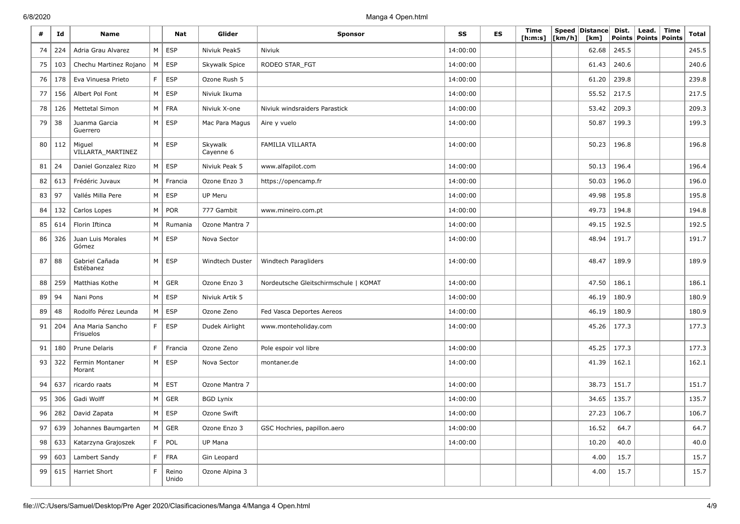| # | Id | Name | | Nat | Glider | Sponsor | SS | ES | Time [h:m:s] | Speed [km/h] | Distance [km] | Dist. Points | Lead. Points | Time Points | Total |
|---|---|---|---|---|---|---|---|---|---|---|---|---|---|---|---|
| 74 | 224 | Adria Grau Alvarez | M | ESP | Niviuk Peak5 | Niviuk | 14:00:00 | | | | 62.68 | 245.5 | | | 245.5 |
| 75 | 103 | Chechu Martinez Rojano | M | ESP | Skywalk Spice | RODEO STAR_FGT | 14:00:00 | | | | 61.43 | 240.6 | | | 240.6 |
| 76 | 178 | Eva Vinuesa Prieto | F | ESP | Ozone Rush 5 | | 14:00:00 | | | | 61.20 | 239.8 | | | 239.8 |
| 77 | 156 | Albert Pol Font | M | ESP | Niviuk Ikuma | | 14:00:00 | | | | 55.52 | 217.5 | | | 217.5 |
| 78 | 126 | Mettetal Simon | M | FRA | Niviuk X-one | Niviuk windsraiders Parastick | 14:00:00 | | | | 53.42 | 209.3 | | | 209.3 |
| 79 | 38 | Juanma Garcia Guerrero | M | ESP | Mac Para Magus | Aire y vuelo | 14:00:00 | | | | 50.87 | 199.3 | | | 199.3 |
| 80 | 112 | Miguel VILLARTA_MARTINEZ | M | ESP | Skywalk Cayenne 6 | FAMILIA VILLARTA | 14:00:00 | | | | 50.23 | 196.8 | | | 196.8 |
| 81 | 24 | Daniel Gonzalez Rizo | M | ESP | Niviuk Peak 5 | www.alfapilot.com | 14:00:00 | | | | 50.13 | 196.4 | | | 196.4 |
| 82 | 613 | Frédéric Juvaux | M | Francia | Ozone Enzo 3 | https://opencamp.fr | 14:00:00 | | | | 50.03 | 196.0 | | | 196.0 |
| 83 | 97 | Vallés Milla Pere | M | ESP | UP Meru | | 14:00:00 | | | | 49.98 | 195.8 | | | 195.8 |
| 84 | 132 | Carlos Lopes | M | POR | 777 Gambit | www.mineiro.com.pt | 14:00:00 | | | | 49.73 | 194.8 | | | 194.8 |
| 85 | 614 | Florin Iftinca | M | Rumania | Ozone Mantra 7 | | 14:00:00 | | | | 49.15 | 192.5 | | | 192.5 |
| 86 | 326 | Juan Luis Morales Gómez | M | ESP | Nova Sector | | 14:00:00 | | | | 48.94 | 191.7 | | | 191.7 |
| 87 | 88 | Gabriel Cañada Estébanez | M | ESP | Windtech Duster | Windtech Paragliders | 14:00:00 | | | | 48.47 | 189.9 | | | 189.9 |
| 88 | 259 | Matthias Kothe | M | GER | Ozone Enzo 3 | Nordeutsche Gleitschirmschule \| KOMAT | 14:00:00 | | | | 47.50 | 186.1 | | | 186.1 |
| 89 | 94 | Nani Pons | M | ESP | Niviuk Artik 5 | | 14:00:00 | | | | 46.19 | 180.9 | | | 180.9 |
| 89 | 48 | Rodolfo Pérez Leunda | M | ESP | Ozone Zeno | Fed Vasca Deportes Aereos | 14:00:00 | | | | 46.19 | 180.9 | | | 180.9 |
| 91 | 204 | Ana Maria Sancho Frisuelos | F | ESP | Dudek Airlight | www.monteholiday.com | 14:00:00 | | | | 45.26 | 177.3 | | | 177.3 |
| 91 | 180 | Prune Delaris | F | Francia | Ozone Zeno | Pole espoir vol libre | 14:00:00 | | | | 45.25 | 177.3 | | | 177.3 |
| 93 | 322 | Fermin Montaner Morant | M | ESP | Nova Sector | montaner.de | 14:00:00 | | | | 41.39 | 162.1 | | | 162.1 |
| 94 | 637 | ricardo raats | M | EST | Ozone Mantra 7 | | 14:00:00 | | | | 38.73 | 151.7 | | | 151.7 |
| 95 | 306 | Gadi Wolff | M | GER | BGD Lynix | | 14:00:00 | | | | 34.65 | 135.7 | | | 135.7 |
| 96 | 282 | David Zapata | M | ESP | Ozone Swift | | 14:00:00 | | | | 27.23 | 106.7 | | | 106.7 |
| 97 | 639 | Johannes Baumgarten | M | GER | Ozone Enzo 3 | GSC Hochries, papillon.aero | 14:00:00 | | | | 16.52 | 64.7 | | | 64.7 |
| 98 | 633 | Katarzyna Grajoszek | F | POL | UP Mana | | 14:00:00 | | | | 10.20 | 40.0 | | | 40.0 |
| 99 | 603 | Lambert Sandy | F | FRA | Gin Leopard | | | | | | 4.00 | 15.7 | | | 15.7 |
| 99 | 615 | Harriet Short | F | Reino Unido | Ozone Alpina 3 | | | | | | 4.00 | 15.7 | | | 15.7 |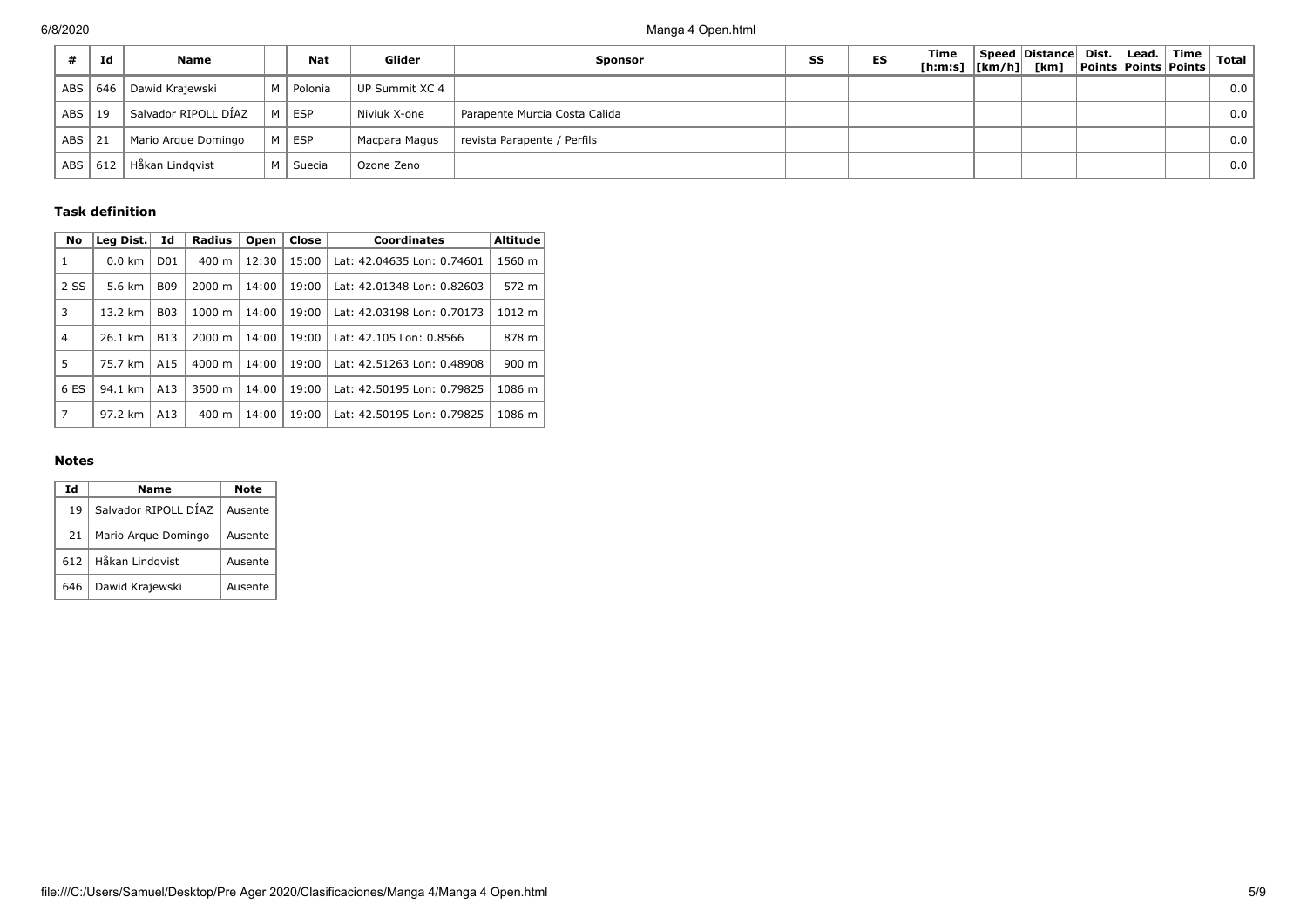| # | Id | Name | | Nat | Glider | Sponsor | SS | ES | Time [h:m:s] | Speed [km/h] | Distance [km] | Dist. Points | Lead. Points | Time Points | Total |
|---|---|---|---|---|---|---|---|---|---|---|---|---|---|---|---|
| ABS | 646 | Dawid Krajewski | M | Polonia | UP Summit XC 4 | | | | | | | | | | 0.0 |
| ABS | 19 | Salvador RIPOLL DÍAZ | M | ESP | Niviuk X-one | Parapente Murcia Costa Calida | | | | | | | | | 0.0 |
| ABS | 21 | Mario Arque Domingo | M | ESP | Macpara Magus | revista Parapente / Perfils | | | | | | | | | 0.0 |
| ABS | 612 | Håkan Lindqvist | M | Suecia | Ozone Zeno | | | | | | | | | | 0.0 |

### Task definition

| No | Leg Dist. | Id | Radius | Open | Close | Coordinates | Altitude |
|---|---|---|---|---|---|---|---|
| 1 | 0.0 km | D01 | 400 m | 12:30 | 15:00 | Lat: 42.04635 Lon: 0.74601 | 1560 m |
| 2 SS | 5.6 km | B09 | 2000 m | 14:00 | 19:00 | Lat: 42.01348 Lon: 0.82603 | 572 m |
| 3 | 13.2 km | B03 | 1000 m | 14:00 | 19:00 | Lat: 42.03198 Lon: 0.70173 | 1012 m |
| 4 | 26.1 km | B13 | 2000 m | 14:00 | 19:00 | Lat: 42.105 Lon: 0.8566 | 878 m |
| 5 | 75.7 km | A15 | 4000 m | 14:00 | 19:00 | Lat: 42.51263 Lon: 0.48908 | 900 m |
| 6 ES | 94.1 km | A13 | 3500 m | 14:00 | 19:00 | Lat: 42.50195 Lon: 0.79825 | 1086 m |
| 7 | 97.2 km | A13 | 400 m | 14:00 | 19:00 | Lat: 42.50195 Lon: 0.79825 | 1086 m |

### Notes

| Id | Name | Note |
|---|---|---|
| 19 | Salvador RIPOLL DÍAZ | Ausente |
| 21 | Mario Arque Domingo | Ausente |
| 612 | Håkan Lindqvist | Ausente |
| 646 | Dawid Krajewski | Ausente |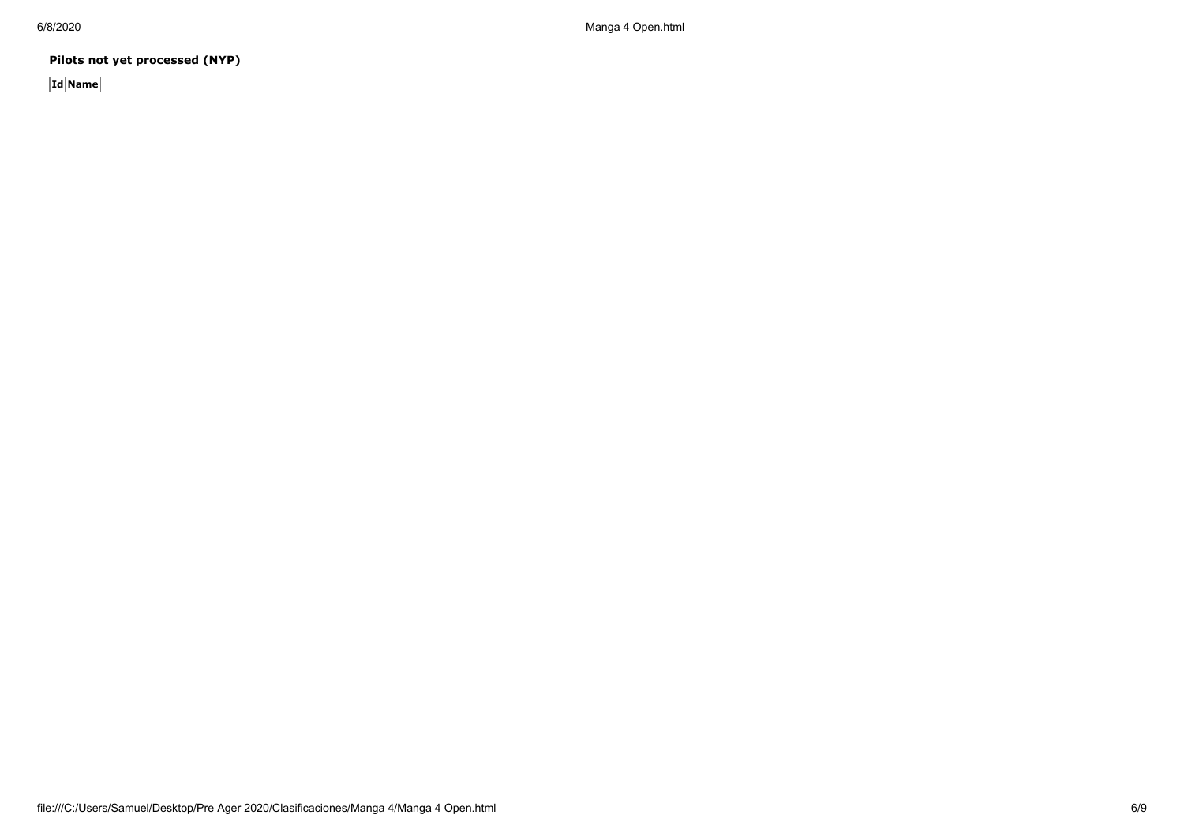**Pilots not yet processed (NYP)**

| Id | Name |
|---|---|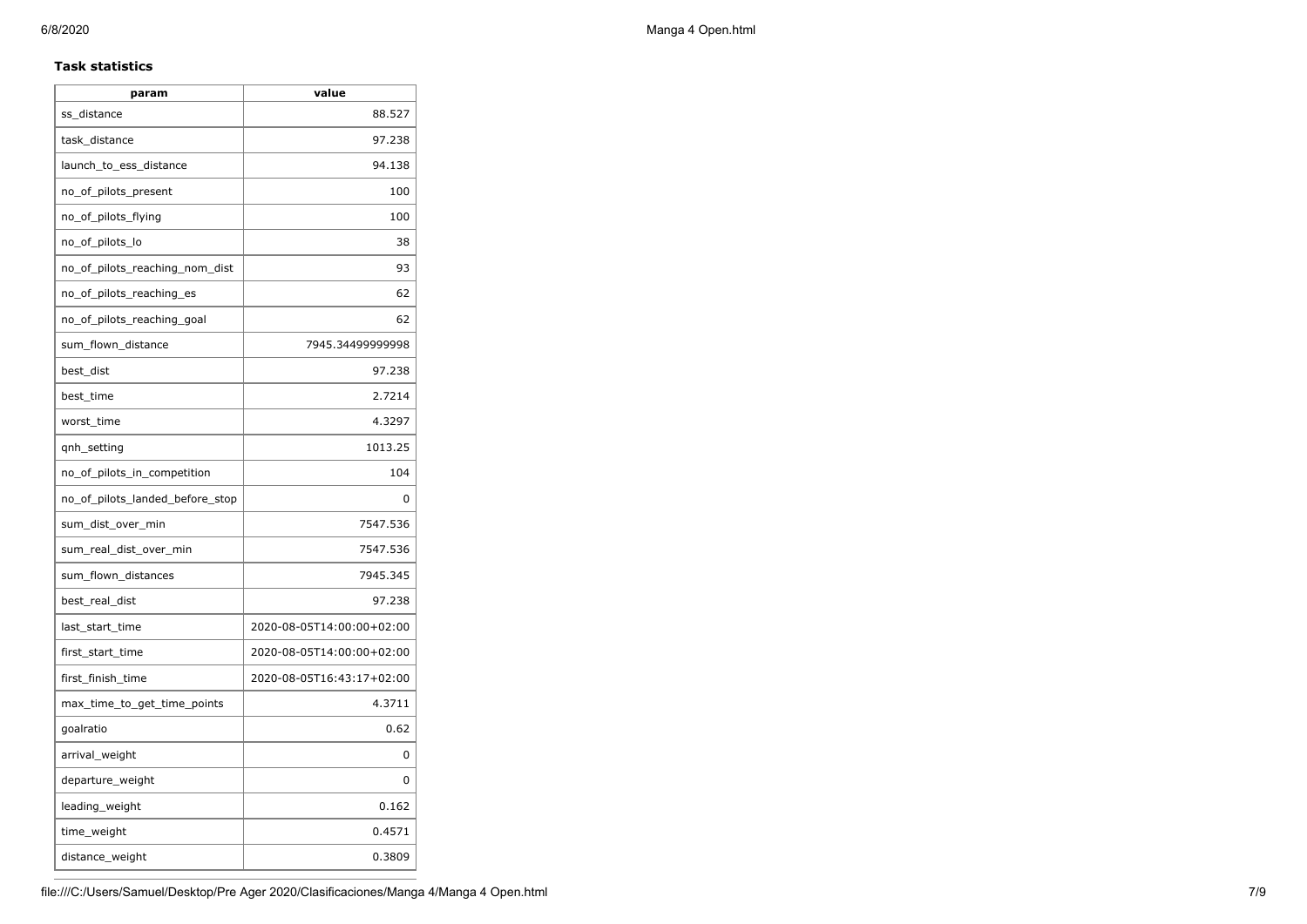**Task statistics**

| param | value |
|---|---|
| ss_distance | 88.527 |
| task_distance | 97.238 |
| launch_to_ess_distance | 94.138 |
| no_of_pilots_present | 100 |
| no_of_pilots_flying | 100 |
| no_of_pilots_lo | 38 |
| no_of_pilots_reaching_nom_dist | 93 |
| no_of_pilots_reaching_es | 62 |
| no_of_pilots_reaching_goal | 62 |
| sum_flown_distance | 7945.34499999998 |
| best_dist | 97.238 |
| best_time | 2.7214 |
| worst_time | 4.3297 |
| qnh_setting | 1013.25 |
| no_of_pilots_in_competition | 104 |
| no_of_pilots_landed_before_stop | 0 |
| sum_dist_over_min | 7547.536 |
| sum_real_dist_over_min | 7547.536 |
| sum_flown_distances | 7945.345 |
| best_real_dist | 97.238 |
| last_start_time | 2020-08-05T14:00:00+02:00 |
| first_start_time | 2020-08-05T14:00:00+02:00 |
| first_finish_time | 2020-08-05T16:43:17+02:00 |
| max_time_to_get_time_points | 4.3711 |
| goalratio | 0.62 |
| arrival_weight | 0 |
| departure_weight | 0 |
| leading_weight | 0.162 |
| time_weight | 0.4571 |
| distance_weight | 0.3809 |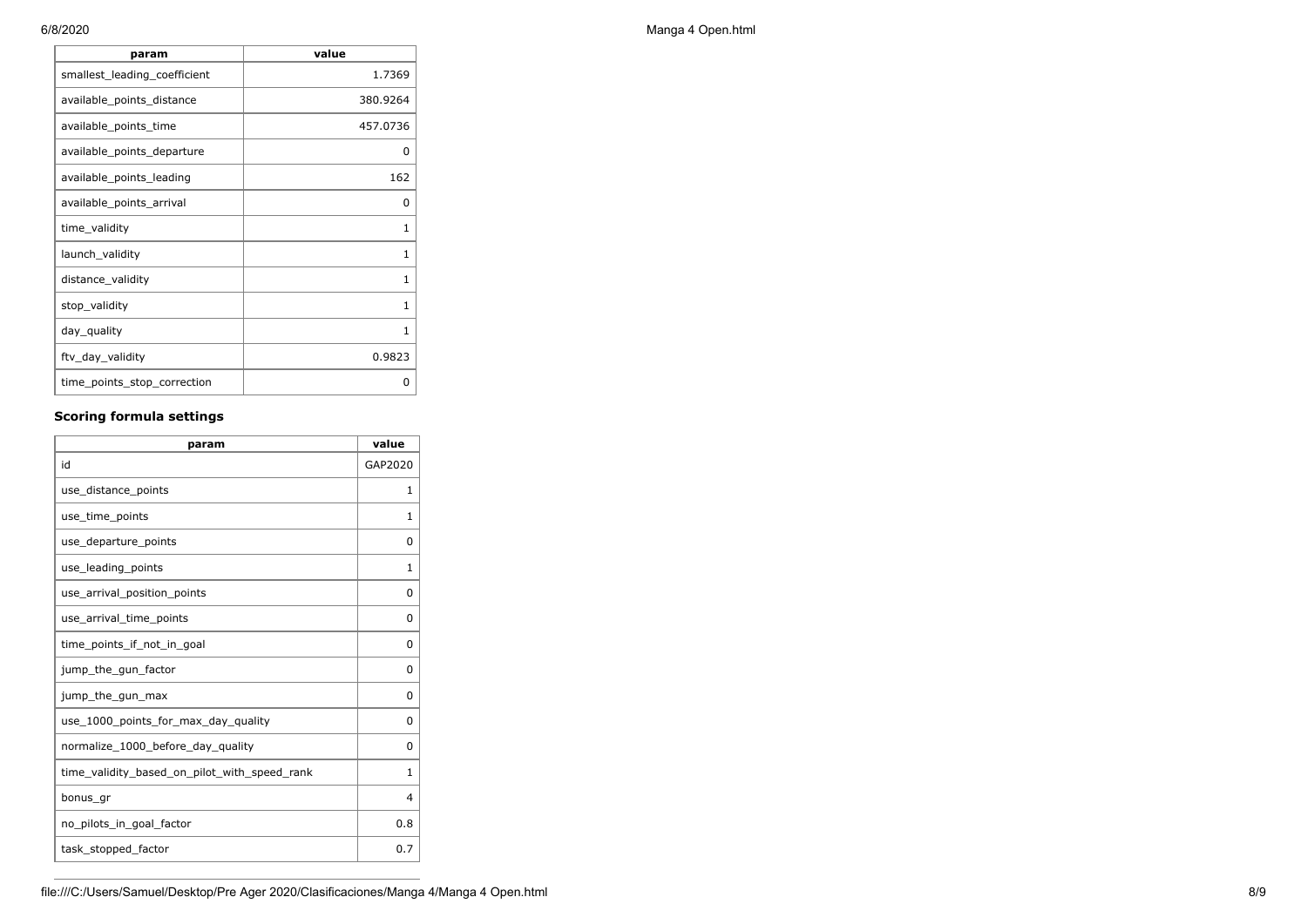| param | value |
| --- | --- |
| smallest_leading_coefficient | 1.7369 |
| available_points_distance | 380.9264 |
| available_points_time | 457.0736 |
| available_points_departure | 0 |
| available_points_leading | 162 |
| available_points_arrival | 0 |
| time_validity | 1 |
| launch_validity | 1 |
| distance_validity | 1 |
| stop_validity | 1 |
| day_quality | 1 |
| ftv_day_validity | 0.9823 |
| time_points_stop_correction | 0 |

### Scoring formula settings

| param | value |
| --- | --- |
| id | GAP2020 |
| use_distance_points | 1 |
| use_time_points | 1 |
| use_departure_points | 0 |
| use_leading_points | 1 |
| use_arrival_position_points | 0 |
| use_arrival_time_points | 0 |
| time_points_if_not_in_goal | 0 |
| jump_the_gun_factor | 0 |
| jump_the_gun_max | 0 |
| use_1000_points_for_max_day_quality | 0 |
| normalize_1000_before_day_quality | 0 |
| time_validity_based_on_pilot_with_speed_rank | 1 |
| bonus_gr | 4 |
| no_pilots_in_goal_factor | 0.8 |
| task_stopped_factor | 0.7 |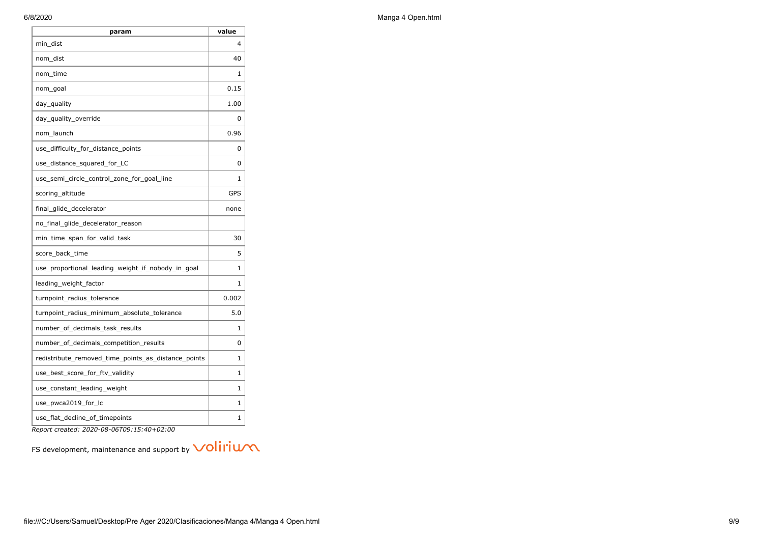| param | value |
|---|---|
| min_dist | 4 |
| nom_dist | 40 |
| nom_time | 1 |
| nom_goal | 0.15 |
| day_quality | 1.00 |
| day_quality_override | 0 |
| nom_launch | 0.96 |
| use_difficulty_for_distance_points | 0 |
| use_distance_squared_for_LC | 0 |
| use_semi_circle_control_zone_for_goal_line | 1 |
| scoring_altitude | GPS |
| final_glide_decelerator | none |
| no_final_glide_decelerator_reason | |
| min_time_span_for_valid_task | 30 |
| score_back_time | 5 |
| use_proportional_leading_weight_if_nobody_in_goal | 1 |
| leading_weight_factor | 1 |
| turnpoint_radius_tolerance | 0.002 |
| turnpoint_radius_minimum_absolute_tolerance | 5.0 |
| number_of_decimals_task_results | 1 |
| number_of_decimals_competition_results | 0 |
| redistribute_removed_time_points_as_distance_points | 1 |
| use_best_score_for_ftv_validity | 1 |
| use_constant_leading_weight | 1 |
| use_pwca2019_for_lc | 1 |
| use_flat_decline_of_timepoints | 1 |

*Report created: 2020-08-06T09:15:40+02:00*

FS development, maintenance and support by volirium